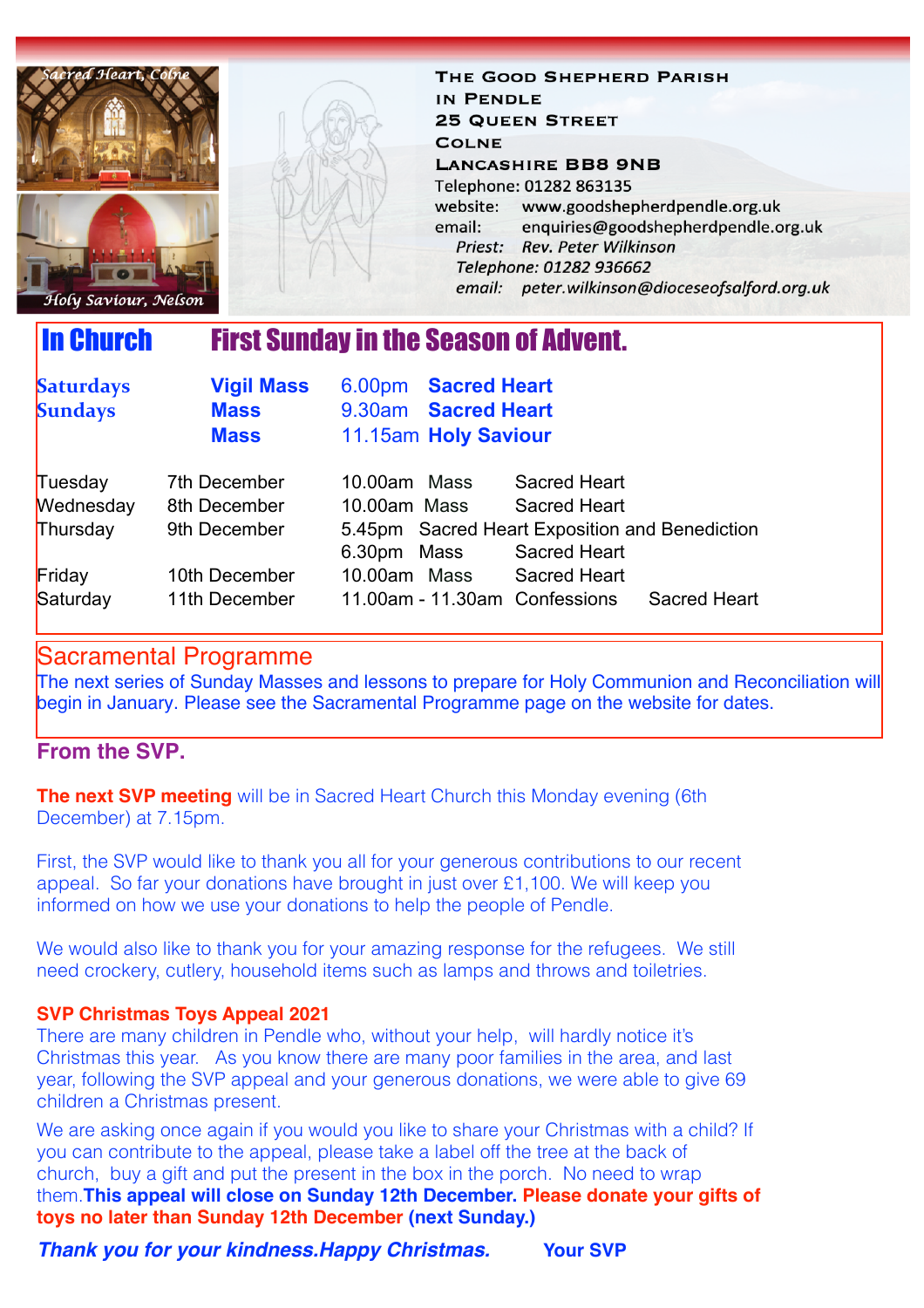Sacred Heart, Colne

Holy Saviour, Nelson

**The Good Shepherd Parish in Pendle**
**25 Queen Street**
**Colne**
**Lancashire BB8 9NB**
Telephone: 01282 863135
website: www.goodshepherdpendle.org.uk
email: enquiries@goodshepherdpendle.org.uk
*Priest: Rev. Peter Wilkinson*
*Telephone: 01282 936662*
*email: peter.wilkinson@dioceseofsalford.org.uk*

## In Church — First Sunday in the Season of Advent.

| | | | |
|---|---|---|---|
| **Saturdays** | **Vigil Mass** | 6.00pm | **Sacred Heart** |
| **Sundays** | **Mass** | 9.30am | **Sacred Heart** |
| | **Mass** | 11.15am | **Holy Saviour** |

| | | | | |
|---|---|---|---|---|
| Tuesday | 7th December | 10.00am | Mass | Sacred Heart |
| Wednesday | 8th December | 10.00am | Mass | Sacred Heart |
| Thursday | 9th December | 5.45pm | Sacred Heart Exposition and Benediction | |
| | | 6.30pm | Mass | Sacred Heart |
| Friday | 10th December | 10.00am | Mass | Sacred Heart |
| Saturday | 11th December | 11.00am - 11.30am | Confessions | Sacred Heart |

## Sacramental Programme

The next series of Sunday Masses and lessons to prepare for Holy Communion and Reconciliation will begin in January. Please see the Sacramental Programme page on the website for dates.

## From the SVP.

**The next SVP meeting** will be in Sacred Heart Church this Monday evening (6th December) at 7.15pm.

First, the SVP would like to thank you all for your generous contributions to our recent appeal. So far your donations have brought in just over £1,100. We will keep you informed on how we use your donations to help the people of Pendle.

We would also like to thank you for your amazing response for the refugees. We still need crockery, cutlery, household items such as lamps and throws and toiletries.

**SVP Christmas Toys Appeal 2021**

There are many children in Pendle who, without your help, will hardly notice it's Christmas this year. As you know there are many poor families in the area, and last year, following the SVP appeal and your generous donations, we were able to give 69 children a Christmas present.

We are asking once again if you would like to share your Christmas with a child? If you can contribute to the appeal, please take a label off the tree at the back of church, buy a gift and put the present in the box in the porch. No need to wrap them.**This appeal will close on Sunday 12th December. Please donate your gifts of toys no later than Sunday 12th December (next Sunday.)**

***Thank you for your kindness.Happy Christmas.*** **Your SVP**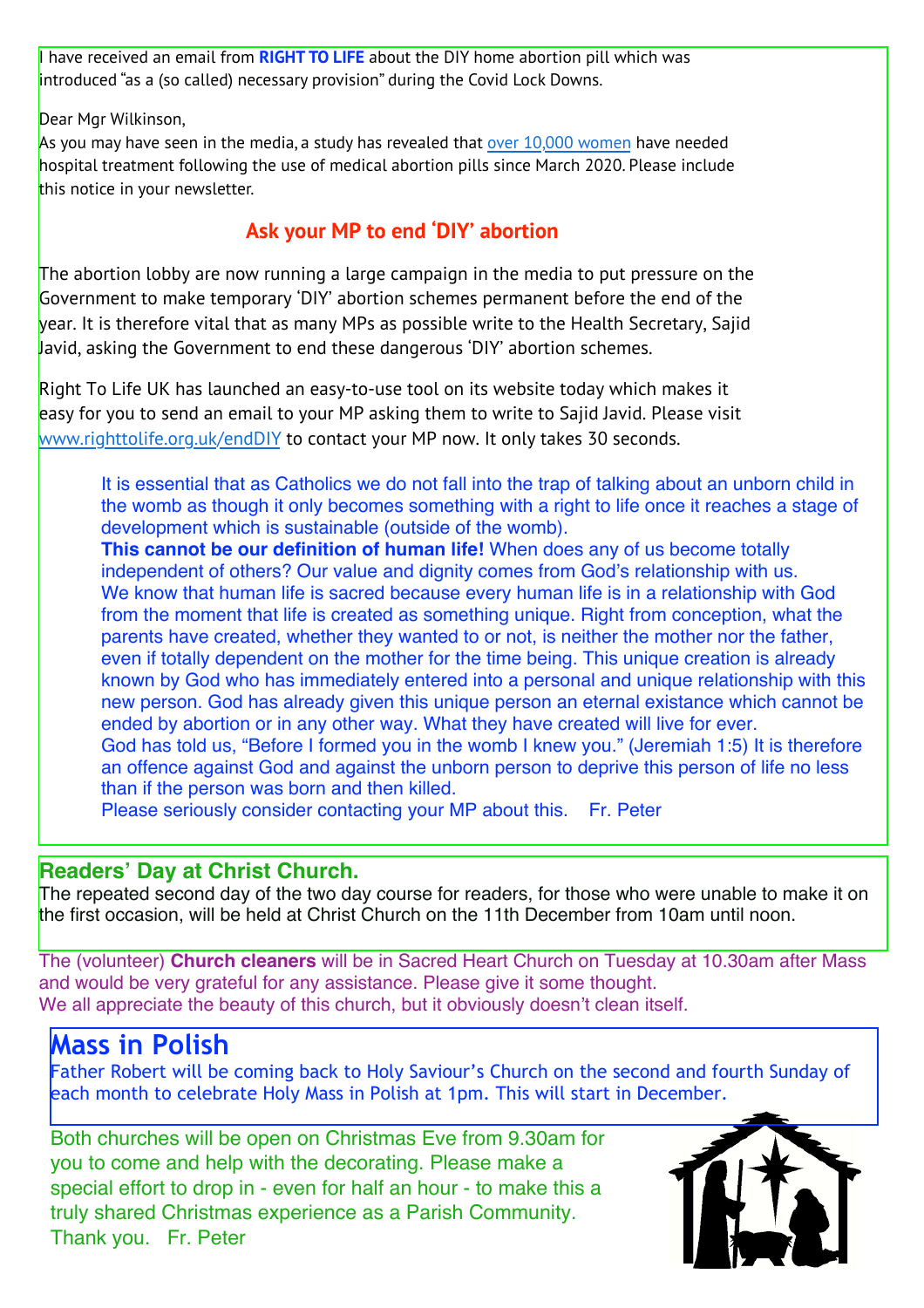I have received an email from **RIGHT TO LIFE** about the DIY home abortion pill which was introduced "as a (so called) necessary provision" during the Covid Lock Downs.

Dear Mgr Wilkinson,
As you may have seen in the media, a study has revealed that over 10,000 women have needed hospital treatment following the use of medical abortion pills since March 2020. Please include this notice in your newsletter.

## Ask your MP to end 'DIY' abortion

The abortion lobby are now running a large campaign in the media to put pressure on the Government to make temporary 'DIY' abortion schemes permanent before the end of the year. It is therefore vital that as many MPs as possible write to the Health Secretary, Sajid Javid, asking the Government to end these dangerous 'DIY' abortion schemes.

Right To Life UK has launched an easy-to-use tool on its website today which makes it easy for you to send an email to your MP asking them to write to Sajid Javid. Please visit www.righttolife.org.uk/endDIY to contact your MP now. It only takes 30 seconds.

It is essential that as Catholics we do not fall into the trap of talking about an unborn child in the womb as though it only becomes something with a right to life once it reaches a stage of development which is sustainable (outside of the womb).
**This cannot be our definition of human life!** When does any of us become totally independent of others? Our value and dignity comes from God's relationship with us. We know that human life is sacred because every human life is in a relationship with God from the moment that life is created as something unique. Right from conception, what the parents have created, whether they wanted to or not, is neither the mother nor the father, even if totally dependent on the mother for the time being. This unique creation is already known by God who has immediately entered into a personal and unique relationship with this new person. God has already given this unique person an eternal existance which cannot be ended by abortion or in any other way. What they have created will live for ever.
God has told us, "Before I formed you in the womb I knew you." (Jeremiah 1:5) It is therefore an offence against God and against the unborn person to deprive this person of life no less than if the person was born and then killed.
Please seriously consider contacting your MP about this. Fr. Peter

## Readers' Day at Christ Church.

The repeated second day of the two day course for readers, for those who were unable to make it on the first occasion, will be held at Christ Church on the 11th December from 10am until noon.

The (volunteer) **Church cleaners** will be in Sacred Heart Church on Tuesday at 10.30am after Mass and would be very grateful for any assistance. Please give it some thought.
We all appreciate the beauty of this church, but it obviously doesn't clean itself.

## Mass in Polish

Father Robert will be coming back to Holy Saviour's Church on the second and fourth Sunday of each month to celebrate Holy Mass in Polish at 1pm. This will start in December.

Both churches will be open on Christmas Eve from 9.30am for you to come and help with the decorating. Please make a special effort to drop in - even for half an hour - to make this a truly shared Christmas experience as a Parish Community.
Thank you. Fr. Peter